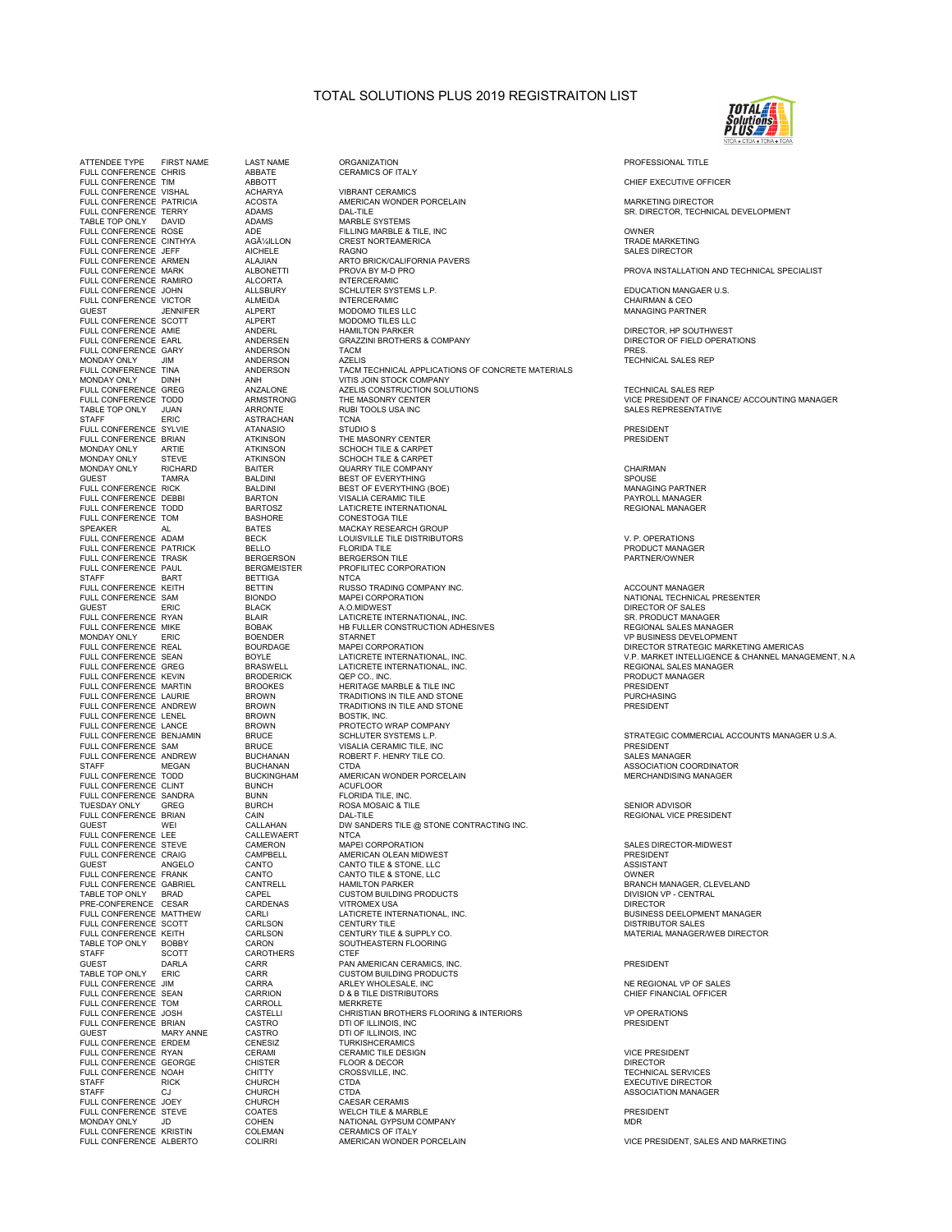# TOTAL SOLUTIONS PLUS 2019 REGISTRAITON LIST

| ATTENDEE TYPE | FIRST NAME | LAST NAME | ORGANIZATION | PROFESSIONAL TITLE |
|---|---|---|---|---|
| FULL CONFERENCE | CHRIS | ABBATE | CERAMICS OF ITALY | |
| FULL CONFERENCE | TIM | ABBOTT | | CHIEF EXECUTIVE OFFICER |
| FULL CONFERENCE | VISHAL | ACHARYA | VIBRANT CERAMICS | |
| FULL CONFERENCE | PATRICIA | ACOSTA | AMERICAN WONDER PORCELAIN | MARKETING DIRECTOR |
| FULL CONFERENCE | TERRY | ADAMS | DAL-TILE | SR. DIRECTOR, TECHNICAL DEVELOPMENT |
| TABLE TOP ONLY | DAVID | ADAMS | MARBLE SYSTEMS | |
| FULL CONFERENCE | ROSE | ADE | FILLING MARBLE & TILE, INC | OWNER |
| FULL CONFERENCE | CINTHYA | AGÃ¼ILLON | CREST NORTEAMERICA | TRADE MARKETING |
| FULL CONFERENCE | JEFF | AICHELE | RAGNO | SALES DIRECTOR |
| FULL CONFERENCE | ARMEN | ALAJIAN | ARTO BRICK/CALIFORNIA PAVERS | |
| FULL CONFERENCE | MARK | ALBONETTI | PROVA BY M-D PRO | PROVA INSTALLATION AND TECHNICAL SPECIALIST |
| FULL CONFERENCE | RAMIRO | ALCORTA | INTERCERAMIC | |
| FULL CONFERENCE | JOHN | ALLSBURY | SCHLUTER SYSTEMS L.P. | EDUCATION MANGAER U.S. |
| FULL CONFERENCE | VICTOR | ALMEIDA | INTERCERAMIC | CHAIRMAN & CEO |
| GUEST | JENNIFER | ALPERT | MODOMO TILES LLC | MANAGING PARTNER |
| FULL CONFERENCE | SCOTT | ALPERT | MODOMO TILES LLC | |
| FULL CONFERENCE | AMIE | ANDERL | HAMILTON PARKER | DIRECTOR, HP SOUTHWEST |
| FULL CONFERENCE | EARL | ANDERSEN | GRAZZINI BROTHERS & COMPANY | DIRECTOR OF FIELD OPERATIONS |
| FULL CONFERENCE | GARY | ANDERSON | TACM | PRES. |
| MONDAY ONLY | JIM | ANDERSON | AZELIS | TECHNICAL SALES REP |
| FULL CONFERENCE | TINA | ANDERSON | TACM TECHNICAL APPLICATIONS OF CONCRETE MATERIALS | |
| MONDAY ONLY | DINH | ANH | VITIS JOIN STOCK COMPANY | |
| FULL CONFERENCE | GREG | ANZALONE | AZELIS CONSTRUCTION SOLUTIONS | TECHNICAL SALES REP |
| FULL CONFERENCE | TODD | ARMSTRONG | THE MASONRY CENTER | VICE PRESIDENT OF FINANCE/ ACCOUNTING MANAGER |
| TABLE TOP ONLY | JUAN | ARRONTE | RUBI TOOLS USA INC | SALES REPRESENTATIVE |
| STAFF | ERIC | ASTRACHAN | TCNA | |
| FULL CONFERENCE | SYLVIE | ATANASIO | STUDIO S | PRESIDENT |
| FULL CONFERENCE | BRIAN | ATKINSON | THE MASONRY CENTER | PRESIDENT |
| MONDAY ONLY | ARTIE | ATKINSON | SCHOCH TILE & CARPET | |
| MONDAY ONLY | STEVE | ATKINSON | SCHOCH TILE & CARPET | |
| MONDAY ONLY | RICHARD | BAITER | QUARRY TILE COMPANY | CHAIRMAN |
| GUEST | TAMRA | BALDINI | BEST OF EVERYTHING | SPOUSE |
| FULL CONFERENCE | RICK | BALDINI | BEST OF EVERYTHING (BOE) | MANAGING PARTNER |
| FULL CONFERENCE | DEBBI | BARTON | VISALIA CERAMIC TILE | PAYROLL MANAGER |
| FULL CONFERENCE | TODD | BARTOSZ | LATICRETE INTERNATIONAL | REGIONAL MANAGER |
| FULL CONFERENCE | TOM | BASHORE | CONESTOGA TILE | |
| SPEAKER | AL | BATES | MACKAY RESEARCH GROUP | |
| FULL CONFERENCE | ADAM | BECK | LOUISVILLE TILE DISTRIBUTORS | V. P. OPERATIONS |
| FULL CONFERENCE | PATRICK | BELLO | FLORIDA TILE | PRODUCT MANAGER |
| FULL CONFERENCE | TRASK | BERGERSON | BERGERSON TILE | PARTNER/OWNER |
| FULL CONFERENCE | PAUL | BERGMEISTER | PROFILITEC CORPORATION | |
| STAFF | BART | BETTIGA | NTCA | |
| FULL CONFERENCE | KEITH | BETTIN | RUSSO TRADING COMPANY INC. | ACCOUNT MANAGER |
| FULL CONFERENCE | SAM | BIONDO | MAPEI CORPORATION | NATIONAL TECHNICAL PRESENTER |
| GUEST | ERIC | BLACK | A.O.MIDWEST | DIRECTOR OF SALES |
| FULL CONFERENCE | RYAN | BLAIR | LATICRETE INTERNATIONAL, INC. | SR. PRODUCT MANAGER |
| FULL CONFERENCE | MIKE | BOBAK | HB FULLER CONSTRUCTION ADHESIVES | REGIONAL SALES MANAGER |
| MONDAY ONLY | ERIC | BOENDER | STARNET | VP BUSINESS DEVELOPMENT |
| FULL CONFERENCE | REAL | BOURDAGE | MAPEI CORPORATION | DIRECTOR STRATEGIC MARKETING AMERICAS |
| FULL CONFERENCE | SEAN | BOYLE | LATICRETE INTERNATIONAL, INC. | V.P. MARKET INTELLIGENCE & CHANNEL MANAGEMENT, N.A |
| FULL CONFERENCE | GREG | BRASWELL | LATICRETE INTERNATIONAL, INC. | REGIONAL SALES MANAGER |
| FULL CONFERENCE | KEVIN | BRODERICK | QEP CO., INC. | PRODUCT MANAGER |
| FULL CONFERENCE | MARTIN | BROOKES | HERITAGE MARBLE & TILE INC | PRESIDENT |
| FULL CONFERENCE | LAURIE | BROWN | TRADITIONS IN TILE AND STONE | PURCHASING |
| FULL CONFERENCE | ANDREW | BROWN | TRADITIONS IN TILE AND STONE | PRESIDENT |
| FULL CONFERENCE | LENEL | BROWN | BOSTIK, INC. | |
| FULL CONFERENCE | LANCE | BROWN | PROTECTO WRAP COMPANY | |
| FULL CONFERENCE | BENJAMIN | BRUCE | SCHLUTER SYSTEMS L.P. | STRATEGIC COMMERCIAL ACCOUNTS MANAGER U.S.A. |
| FULL CONFERENCE | SAM | BRUCE | VISALIA CERAMIC TILE, INC | PRESIDENT |
| FULL CONFERENCE | ANDREW | BUCHANAN | ROBERT F. HENRY TILE CO. | SALES MANAGER |
| STAFF | MEGAN | BUCHANAN | CTDA | ASSOCIATION COORDINATOR |
| FULL CONFERENCE | TODD | BUCKINGHAM | AMERICAN WONDER PORCELAIN | MERCHANDISING MANAGER |
| FULL CONFERENCE | CLINT | BUNCH | ACUFLOOR | |
| FULL CONFERENCE | SANDRA | BUNN | FLORIDA TILE, INC. | |
| TUESDAY ONLY | GREG | BURCH | ROSA MOSAIC & TILE | SENIOR ADVISOR |
| FULL CONFERENCE | BRIAN | CAIN | DAL-TILE | REGIONAL VICE PRESIDENT |
| GUEST | WEI | CALLAHAN | DW SANDERS TILE @ STONE CONTRACTING INC. | |
| FULL CONFERENCE | LEE | CALLEWAERT | NTCA | |
| FULL CONFERENCE | STEVE | CAMERON | MAPEI CORPORATION | SALES DIRECTOR-MIDWEST |
| FULL CONFERENCE | CRAIG | CAMPBELL | AMERICAN OLEAN MIDWEST | PRESIDENT |
| GUEST | ANGELO | CANTO | CANTO TILE & STONE, LLC | ASSISTANT |
| FULL CONFERENCE | FRANK | CANTO | CANTO TILE & STONE, LLC | OWNER |
| FULL CONFERENCE | GABRIEL | CANTRELL | HAMILTON PARKER | BRANCH MANAGER, CLEVELAND |
| TABLE TOP ONLY | BRAD | CAPEL | CUSTOM BUILDING PRODUCTS | DIVISION VP - CENTRAL |
| PRE-CONFERENCE | CESAR | CARDENAS | VITROMEX USA | DIRECTOR |
| FULL CONFERENCE | MATTHEW | CARLI | LATICRETE INTERNATIONAL, INC. | BUSINESS DEELOPMENT MANAGER |
| FULL CONFERENCE | SCOTT | CARLSON | CENTURY TILE | DISTRIBUTOR SALES |
| FULL CONFERENCE | KEITH | CARLSON | CENTURY TILE & SUPPLY CO. | MATERIAL MANAGER/WEB DIRECTOR |
| TABLE TOP ONLY | BOBBY | CARON | SOUTHEASTERN FLOORING | |
| STAFF | SCOTT | CAROTHERS | CTEF | |
| GUEST | DARLA | CARR | PAN AMERICAN CERAMICS, INC. | PRESIDENT |
| TABLE TOP ONLY | ERIC | CARR | CUSTOM BUILDING PRODUCTS | |
| FULL CONFERENCE | JIM | CARRA | ARLEY WHOLESALE, INC | NE REGIONAL VP OF SALES |
| FULL CONFERENCE | SEAN | CARRION | D & B TILE DISTRIBUTORS | CHIEF FINANCIAL OFFICER |
| FULL CONFERENCE | TOM | CARROLL | MERKRETE | |
| FULL CONFERENCE | JOSH | CASTELLI | CHRISTIAN BROTHERS FLOORING & INTERIORS | VP OPERATIONS |
| FULL CONFERENCE | BRIAN | CASTRO | DTI OF ILLINOIS, INC | PRESIDENT |
| GUEST | MARY ANNE | CASTRO | DTI OF ILLINOIS, INC | |
| FULL CONFERENCE | ERDEM | CENESIZ | TURKISHCERAMICS | |
| FULL CONFERENCE | RYAN | CERAMI | CERAMIC TILE DESIGN | VICE PRESIDENT |
| FULL CONFERENCE | GEORGE | CHISTER | FLOOR & DECOR | DIRECTOR |
| FULL CONFERENCE | NOAH | CHITTY | CROSSVILLE, INC. | TECHNICAL SERVICES |
| STAFF | RICK | CHURCH | CTDA | EXECUTIVE DIRECTOR |
| STAFF | CJ | CHURCH | CTDA | ASSOCIATION MANAGER |
| FULL CONFERENCE | JOEY | CHURCH | CAESAR CERAMIS | |
| FULL CONFERENCE | STEVE | COATES | WELCH TILE & MARBLE | PRESIDENT |
| MONDAY ONLY | JD | COHEN | NATIONAL GYPSUM COMPANY | MDR |
| FULL CONFERENCE | KRISTIN | COLEMAN | CERAMICS OF ITALY | |
| FULL CONFERENCE | ALBERTO | COLIRRI | AMERICAN WONDER PORCELAIN | VICE PRESIDENT, SALES AND MARKETING |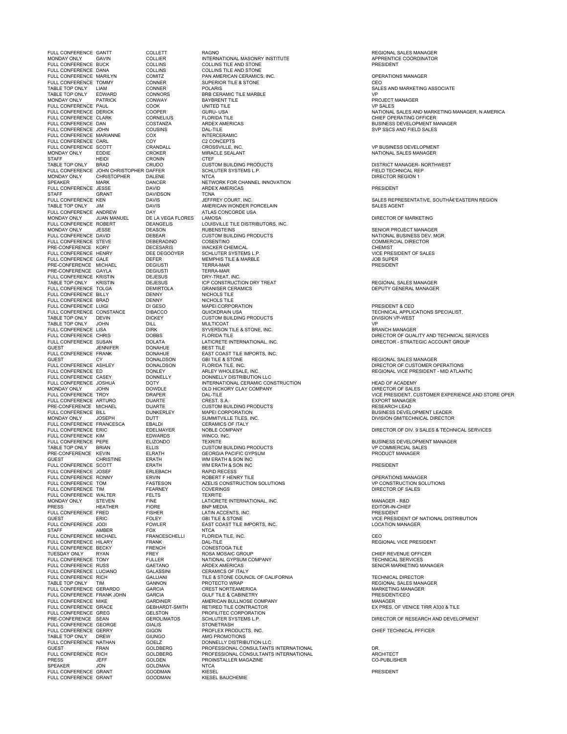| | | | | |
|---|---|---|---|---|
| FULL CONFERENCE | GANTT | COLLETT | RAGNO | REGIONAL SALES MANAGER |
| MONDAY ONLY | GAVIN | COLLIER | INTERNATIONAL MASONRY INSTITUTE | APPRENTICE COORDINATOR |
| FULL CONFERENCE | BUCK | COLLINS | COLLINS TILE AND STONE | PRESIDENT |
| FULL CONFERENCE | DANA | COLLINS | COLLINS TILE AND STONE | |
| FULL CONFERENCE | MARILYN | COMITZ | PAN AMERICAN CERAMICS, INC. | OPERATIONS MANAGER |
| FULL CONFERENCE | TOMMY | CONNER | SUPERIOR TILE & STONE | CEO |
| TABLE TOP ONLY | LIAM | CONNER | POLARIS | SALES AND MARKETING ASSOCIATE |
| TABLE TOP ONLY | EDWARD | CONNORS | BRB CERAMIC TILE MARBLE | VP |
| MONDAY ONLY | PATRICK | CONWAY | BAYBRENT TILE | PROJECT MANAGER |
| FULL CONFERENCE | PAUL | COOK | UNITED TILE | VP SALES |
| FULL CONFERENCE | DERICK | COOPER | GURU- USA | NATIONAL SALES AND MARKETING MANAGER, N.AMERICA |
| FULL CONFERENCE | CLARK | CORNELIUS | FLORIDA TILE | CHIEF OPERATING OFFICER |
| FULL CONFERENCE | DAN | COSTANZA | ARDEX AMERICAS | BUSINESS DEVELOPMENT MANAGER |
| FULL CONFERENCE | JOHN | COUSINS | DAL-TILE | SVP SSCS AND FIELD SALES |
| FULL CONFERENCE | MARIANNE | COX | INTERCERAMIC | |
| FULL CONFERENCE | CARL | COY | C2 CONCEPTS | |
| FULL CONFERENCE | SCOTT | CRANDALL | CROSSVILLE, INC. | VP BUSINESS DEVELOPMENT |
| MONDAY ONLY | EDDIE | CROKER | MIRACLE SEALANT | NATIONAL SALES MANAGER |
| STAFF | HEIDI | CRONIN | CTEF | |
| TABLE TOP ONLY | BRAD | CRUDO | CUSTOM BUILDING PRODUCTS | DISTRICT MANAGER- NORTHWEST |
| FULL CONFERENCE | JOHN CHRISTOPHER | DAFFER | SCHLUTER SYSTEMS L.P. | FIELD TECHNICAL REP |
| MONDAY ONLY | CHRISTOPHER | DALENE | NTCA | DIRECTOR REGION 1 |
| SPEAKER | MARK | DANCER | NETWORK FOR CHANNEL INNOVATION | |
| FULL CONFERENCE | JESSE | DAVID | ARDEX AMERICAS | PRESIDENT |
| STAFF | GRANT | DAVIDSON | TCNA | |
| FULL CONFERENCE | KEN | DAVIS | JEFFREY COURT, INC. | SALES REPRESENTATIVE, SOUTHâ€'EASTERN REGION |
| TABLE TOP ONLY | JIM | DAVIS | AMERICAN WONDER PORCELAIN | SALES AGENT |
| FULL CONFERENCE | ANDREW | DAY | ATLAS CONCORDE USA | |
| MONDAY ONLY | JUAN MANUEL | DE LA VEGA FLORES | LAMOSA | DIRECTOR OF MARKETING |
| FULL CONFERENCE | ROBERT | DEANGELIS | LOUISVILLE TILE DISTRIBUTORS, INC. | |
| MONDAY ONLY | JESSE | DEASON | RUBENSTEINS | SENIOR PROJECT MANAGER |
| FULL CONFERENCE | DAVID | DEBEAR | CUSTOM BUILDING PRODUCTS | NATIONAL BUSINESS DEV. MGR. |
| FULL CONFERENCE | STEVE | DEBERADINO | COSENTINO | COMMERCIAL DIRECTOR |
| PRE-CONFERENCE | KORY | DECESARIS | WACKER CHEMICAL | CHEMIST |
| FULL CONFERENCE | HENRY | DEE DEGOOYER | SCHLUTER SYSTEMS L.P. | VICE PRESIDENT OF SALES |
| FULL CONFERENCE | GALE | DEFER | MEMPHIS TILE & MARBLE | JOB SUPER |
| PRE-CONFERENCE | MICHAEL | DEGIUSTI | TERRA-MAR | PRESIDENT |
| PRE-CONFERENCE | GAYLA | DEGIUSTI | TERRA-MAR | |
| FULL CONFERENCE | KRISTIN | DEJESUS | DRY-TREAT, INC. | |
| TABLE TOP ONLY | KRISTIN | DEJESUS | ICP CONSTRUCTION DRY TREAT | REGIONAL SALES MANAGER |
| FULL CONFERENCE | TOLGA | DEMIRTOLA | GRANISER CERAMICS | DEPUTY GENERAL MANAGER |
| FULL CONFERENCE | BILLY | DENNY | NICHOLS TILE | |
| FULL CONFERENCE | BRAD | DENNY | NICHOLS TILE | |
| FULL CONFERENCE | LUIGI | DI GESO | MAPEI CORPORATION | PRESIDENT & CEO |
| FULL CONFERENCE | CONSTANCE | DIBACCO | QUICKDRAIN USA | TECHNICAL APPLICATIONS SPECIALIST, |
| TABLE TOP ONLY | DEVIN | DICKEY | CUSTOM BUILDING PRODUCTS | DIVISION VP-WEST |
| TABLE TOP ONLY | JOHN | DILL | MULTICOAT | VP |
| FULL CONFERENCE | LISA | DIRK | SYVERSON TILE & STONE, INC. | BRANCH MANAGER |
| FULL CONFERENCE | CHRIS | DOBBS | FLORIDA TILE | DIRECTOR OF QUALITY AND TECHNICAL SERVICES |
| FULL CONFERENCE | SUSAN | DOLATA | LATICRETE INTERNATIONAL, INC. | DIRECTOR - STRATEGIC ACCOUNT GROUP |
| GUEST | JENNIFER | DONAHUE | BEST TILE | |
| FULL CONFERENCE | FRANK | DONAHUE | EAST COAST TILE IMPORTS, INC. | |
| GUEST | CY | DONALDSON | GBI TILE & STONE | REGIONAL SALES MANAGER |
| FULL CONFERENCE | ASHLEY | DONALDSON | FLORIDA TILE, INC. | DIRECTOR OF CUSTOMER OPERATIONS |
| FULL CONFERENCE | ED | DONLEY | ARLEY WHOLESALE, INC. | REGIONAL VICE PRESIDENT - MID ATLANTIC |
| FULL CONFERENCE | CASEY | DONNELLY | DONNELLY DISTRIBUTION LLC | |
| FULL CONFERENCE | JOSHUA | DOTY | INTERNATIONAL CERAMIC CONSTRUCTION | HEAD OF ACADEMY |
| MONDAY ONLY | JOHN | DOWDLE | OLD HICKORY CLAY COMPANY | DIRECTOR OF SALES |
| FULL CONFERENCE | TROY | DRAPER | DAL-TILE | VICE PRESIDENT, CUSTOMER EXPERIENCE AND STORE OPER |
| FULL CONFERENCE | ARTURO | DUARTE | CREST. S.A. | EXPORT MANAGER |
| PRE-CONFERENCE | MICHAEL | DUARTE | CUSTOM BUILDING PRODUCTS | RESEARCH LEAD |
| FULL CONFERENCE | BILL | DUNKERLEY | MAPEI CORPORATION | BUSINESS DEVELOPMENT LEADER |
| MONDAY ONLY | JOSEPH | DUTT | SUMMITVILLE TILES, INC. | DIVISION GM/TECHNICAL DIRECTOR |
| FULL CONFERENCE | FRANCESCA | EBALDI | CERAMICS OF ITALY | |
| FULL CONFERENCE | ERIC | EDELMAYER | NOBLE COMPANY | DIRECTOR OF DIV. 9 SALES & TECHNICAL SERVICES |
| FULL CONFERENCE | KIM | EDWARDS | WINCO, INC. | |
| FULL CONFERENCE | PEPE | ELIZONDO | TEXRITE | BUSINESS DEVELOPMENT MANAGER |
| TABLE TOP ONLY | BRIAN | ELLIS | CUSTOM BUILDING PRODUCTS | VP COMMERCIAL SALES |
| PRE-CONFERENCE | KEVIN | ELRATH | GEORGIA PACIFIC GYPSUM | PRODUCT MANAGER |
| GUEST | CHRISTINE | ERATH | WM ERATH & SON INC | |
| FULL CONFERENCE | SCOTT | ERATH | WM ERATH & SON INC | PRESIDENT |
| FULL CONFERENCE | JOSEF | ERLEBACH | RAPID RECESS | |
| FULL CONFERENCE | RONNY | ERVIN | ROBERT F HENRY TILE | OPERATIONS MANAGER |
| FULL CONFERENCE | TOM | FASTESON | AZELIS CONSTRUCTION SOLUTIONS | VP CONSTRUCTION SOLUTIONS |
| FULL CONFERENCE | TIM | FEARNEY | COVERINGS | DIRECTOR OF SALES |
| FULL CONFERENCE | WALTER | FELTS | TEXRITE | |
| MONDAY ONLY | STEVEN | FINE | LATICRETE INTERNATIONAL, INC. | MANAGER - R&D |
| PRESS | HEATHER | FIORE | BNP MEDIA | EDITOR-IN-CHIEF |
| FULL CONFERENCE | FRED | FISHER | LATIN ACCENTS, INC. | PRESIDENT |
| GUEST | ERIC | FOLEY | GBI TILE & STONE | VICE PRESIDENT OF NATIONAL DISTRIBUTION |
| FULL CONFERENCE | JODI | FOWLER | EAST COAST TILE IMPORTS, INC. | LOCATION MANAGER |
| STAFF | AMBER | FOX | NTCA | |
| FULL CONFERENCE | MICHAEL | FRANCESCHELLI | FLORIDA TILE, INC. | CEO |
| FULL CONFERENCE | HILARY | FRANK | DAL-TILE | REGIONAL VICE PRESIDENT |
| FULL CONFERENCE | BECKY | FRENCH | CONESTOGA TILE | |
| TUESDAY ONLY | RYAN | FREY | ROSA MOSAIC GROUP | CHIEF REVENUE OFFICER |
| FULL CONFERENCE | TONY | FULLER | NATIONAL GYPSUM COMPANY | TECHNICAL SERVICES |
| FULL CONFERENCE | RUSS | GAETANO | ARDEX AMERICAS | SENIOR MARKETING MANAGER |
| FULL CONFERENCE | LUCIANO | GALASSINI | CERAMICS OF ITALY | |
| FULL CONFERENCE | RICH | GALLIANI | TILE & STONE COUNCIL OF CALIFORNIA | TECHNICAL DIRECTOR |
| TABLE TOP ONLY | TIM | GANNON | PROTECTO WRAP | REGIONAL SALES MANAGER |
| FULL CONFERENCE | GERARDO | GARCIA | CREST NORTEAMERICA | MARKETING MANAGER |
| FULL CONFERENCE | FRANK JOHN | GARCIA | GULF TILE & CABINETRY | PRESIDENT/CEO |
| FULL CONFERENCE | MIKE | GARDINER | AMERICAN BULLNOSE COMPANY | MANAGER |
| FULL CONFERENCE | GRACE | GEBHARDT-SMITH | RETIRED TILE CONTRACTOR | EX PRES, OF VENICE TIRR A330 & TILE |
| FULL CONFERENCE | GREG | GELSTON | PROFILITEC CORPORATION | |
| PRE-CONFERENCE | SEAN | GEROLIMATOS | SCHLUTER SYSTEMS L.P. | DIRECTOR OF RESEARCH AND DEVELOPMENT |
| FULL CONFERENCE | GEORGE | GIALIS | STONETRASH | |
| FULL CONFERENCE | GERRY | GIGON | PROFLEX PRODUCTS, INC. | CHIEF TECHNICAL PFFICER |
| TABLE TOP ONLY | DREW | GIUNGO | AMG PROMOTIONS | |
| FULL CONFERENCE | NATHAN | GOELZ | DONNELLY DISTRIBUTION LLC | |
| GUEST | FRAN | GOLDBERG | PROFESSIONAL CONSULTANTS INTERNATIONAL | DR. |
| FULL CONFERENCE | RICH | GOLDBERG | PROFESSIONAL CONSULTANTS INTERNATIONAL | ARCHITECT |
| PRESS | JEFF | GOLDEN | PROINSTALLER MAGAZINE | CO-PUBLISHER |
| SPEAKER | JON | GOLDMAN | NTCA | |
| FULL CONFERENCE | GRANT | GOODMAN | KIESEL | PRESIDENT |
| FULL CONFERENCE | GRANT | GOODMAN | KIESEL BAUCHEMIE | |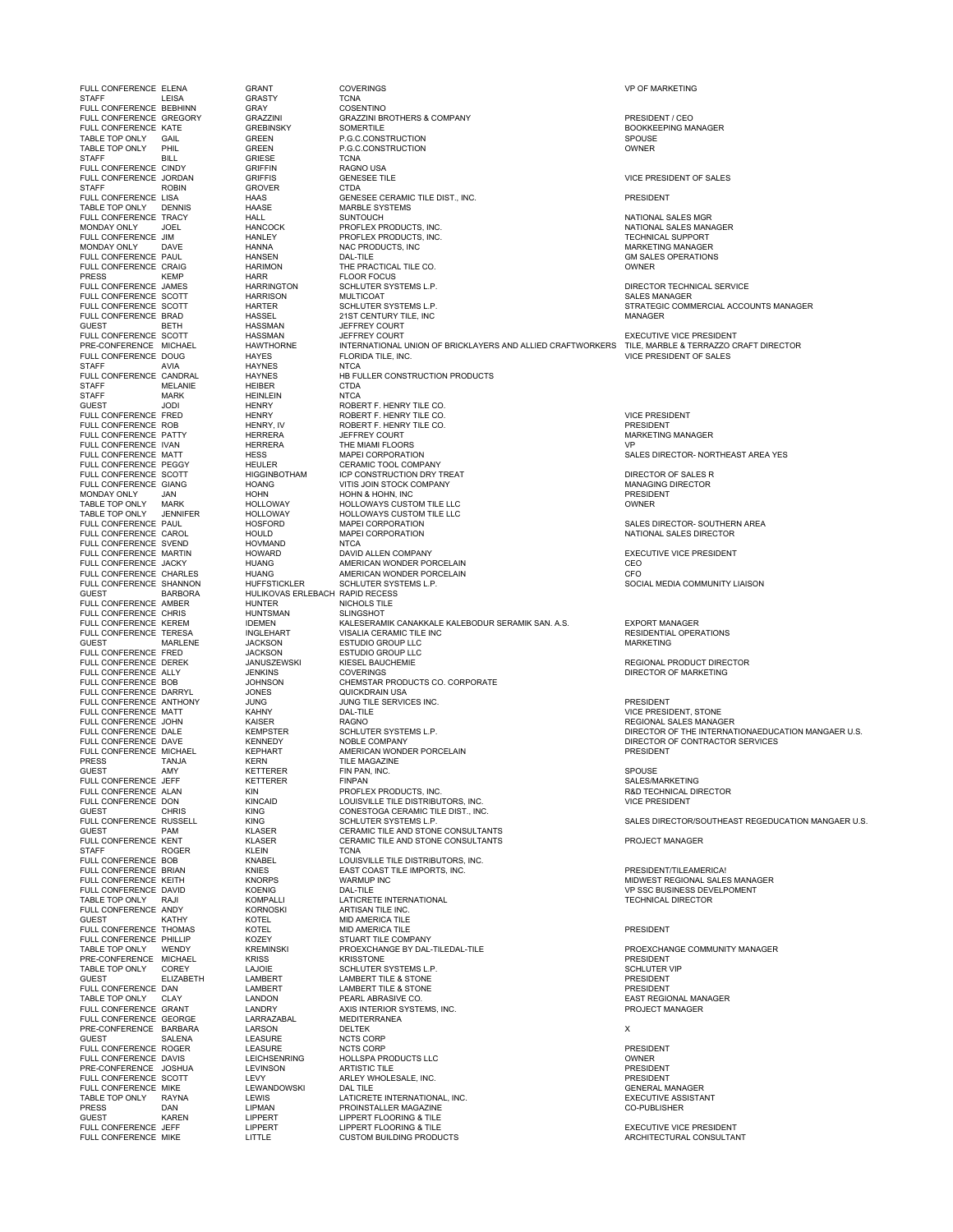| | | | | |
|---|---|---|---|---|
| FULL CONFERENCE | ELENA | GRANT | COVERINGS | VP OF MARKETING |
| STAFF | LEISA | GRASTY | TCNA | |
| FULL CONFERENCE | BEBHINN | GRAY | COSENTINO | |
| FULL CONFERENCE | GREGORY | GRAZZINI | GRAZZINI BROTHERS & COMPANY | PRESIDENT / CEO |
| FULL CONFERENCE | KATE | GREBINSKY | SOMERTILE | BOOKKEEPING MANAGER |
| TABLE TOP ONLY | GAIL | GREEN | P.G.C.CONSTRUCTION | SPOUSE |
| TABLE TOP ONLY | PHIL | GREEN | P.G.C.CONSTRUCTION | OWNER |
| STAFF | BILL | GRIESE | TCNA | |
| FULL CONFERENCE | CINDY | GRIFFIN | RAGNO USA | |
| FULL CONFERENCE | JORDAN | GRIFFIS | GENESEE TILE | VICE PRESIDENT OF SALES |
| STAFF | ROBIN | GROVER | CTDA | |
| FULL CONFERENCE | LISA | HAAS | GENESEE CERAMIC TILE DIST., INC. | PRESIDENT |
| TABLE TOP ONLY | DENNIS | HAASE | MARBLE SYSTEMS | |
| FULL CONFERENCE | TRACY | HALL | SUNTOUCH | NATIONAL SALES MGR |
| MONDAY ONLY | JOEL | HANCOCK | PROFLEX PRODUCTS, INC. | NATIONAL SALES MANAGER |
| FULL CONFERENCE | JIM | HANLEY | PROFLEX PRODUCTS, INC. | TECHNICAL SUPPORT |
| MONDAY ONLY | DAVE | HANNA | NAC PRODUCTS, INC | MARKETING MANAGER |
| FULL CONFERENCE | PAUL | HANSEN | DAL-TILE | GM SALES OPERATIONS |
| FULL CONFERENCE | CRAIG | HARIMON | THE PRACTICAL TILE CO. | OWNER |
| PRESS | KEMP | HARR | FLOOR FOCUS | |
| FULL CONFERENCE | JAMES | HARRINGTON | SCHLUTER SYSTEMS L.P. | DIRECTOR TECHNICAL SERVICE |
| FULL CONFERENCE | SCOTT | HARRISON | MULTICOAT | SALES MANAGER |
| FULL CONFERENCE | SCOTT | HARTER | SCHLUTER SYSTEMS L.P. | STRATEGIC COMMERCIAL ACCOUNTS MANAGER |
| FULL CONFERENCE | BRAD | HASSEL | 21ST CENTURY TILE, INC | MANAGER |
| GUEST | BETH | HASSMAN | JEFFREY COURT | |
| FULL CONFERENCE | SCOTT | HASSMAN | JEFFREY COURT | EXECUTIVE VICE PRESIDENT |
| PRE-CONFERENCE | MICHAEL | HAWTHORNE | INTERNATIONAL UNION OF BRICKLAYERS AND ALLIED CRAFTWORKERS | TILE, MARBLE & TERRAZZO CRAFT DIRECTOR |
| FULL CONFERENCE | DOUG | HAYES | FLORIDA TILE, INC. | VICE PRESIDENT OF SALES |
| STAFF | AVIA | HAYNES | NTCA | |
| FULL CONFERENCE | CANDRAL | HAYNES | HB FULLER CONSTRUCTION PRODUCTS | |
| STAFF | MELANIE | HEIBER | CTDA | |
| STAFF | MARK | HEINLEIN | NTCA | |
| GUEST | JODI | HENRY | ROBERT F. HENRY TILE CO. | |
| FULL CONFERENCE | FRED | HENRY | ROBERT F. HENRY TILE CO. | VICE PRESIDENT |
| FULL CONFERENCE | ROB | HENRY, IV | ROBERT F. HENRY TILE CO. | PRESIDENT |
| FULL CONFERENCE | PATTY | HERRERA | JEFFREY COURT | MARKETING MANAGER |
| FULL CONFERENCE | IVAN | HERRERA | THE MIAMI FLOORS | VP |
| FULL CONFERENCE | MATT | HESS | MAPEI CORPORATION | SALES DIRECTOR- NORTHEAST AREA YES |
| FULL CONFERENCE | PEGGY | HEULER | CERAMIC TOOL COMPANY | |
| FULL CONFERENCE | SCOTT | HIGGINBOTHAM | ICP CONSTRUCTION DRY TREAT | DIRECTOR OF SALES R |
| FULL CONFERENCE | GIANG | HOANG | VITIS JOIN STOCK COMPANY | MANAGING DIRECTOR |
| MONDAY ONLY | JAN | HOHN | HOHN & HOHN, INC | PRESIDENT |
| TABLE TOP ONLY | MARK | HOLLOWAY | HOLLOWAYS CUSTOM TILE LLC | OWNER |
| TABLE TOP ONLY | JENNIFER | HOLLOWAY | HOLLOWAYS CUSTOM TILE LLC | |
| FULL CONFERENCE | PAUL | HOSFORD | MAPEI CORPORATION | SALES DIRECTOR- SOUTHERN AREA |
| FULL CONFERENCE | CAROL | HOULD | MAPEI CORPORATION | NATIONAL SALES DIRECTOR |
| FULL CONFERENCE | SVEND | HOVMAND | NTCA | |
| FULL CONFERENCE | MARTIN | HOWARD | DAVID ALLEN COMPANY | EXECUTIVE VICE PRESIDENT |
| FULL CONFERENCE | JACKY | HUANG | AMERICAN WONDER PORCELAIN | CEO |
| FULL CONFERENCE | CHARLES | HUANG | AMERICAN WONDER PORCELAIN | CFO |
| FULL CONFERENCE | SHANNON | HUFFSTICKLER | SCHLUTER SYSTEMS L.P. | SOCIAL MEDIA COMMUNITY LIAISON |
| GUEST | BARBORA | HULIKOVAS ERLEBACH | RAPID RECESS | |
| FULL CONFERENCE | AMBER | HUNTER | NICHOLS TILE | |
| FULL CONFERENCE | CHRIS | HUNTSMAN | SLINGSHOT | |
| FULL CONFERENCE | KEREM | IDEMEN | KALESERAMIK CANAKKALE KALEBODUR SERAMIK SAN. A.S. | EXPORT MANAGER |
| FULL CONFERENCE | TERESA | INGLEHART | VISALIA CERAMIC TILE INC | RESIDENTIAL OPERATIONS |
| GUEST | MARLENE | JACKSON | ESTUDIO GROUP LLC | MARKETING |
| FULL CONFERENCE | FRED | JACKSON | ESTUDIO GROUP LLC | |
| FULL CONFERENCE | DEREK | JANUSZEWSKI | KIESEL BAUCHEMIE | REGIONAL PRODUCT DIRECTOR |
| FULL CONFERENCE | ALLY | JENKINS | COVERINGS | DIRECTOR OF MARKETING |
| FULL CONFERENCE | BOB | JOHNSON | CHEMSTAR PRODUCTS CO. CORPORATE | |
| FULL CONFERENCE | DARRYL | JONES | QUICKDRAIN USA | |
| FULL CONFERENCE | ANTHONY | JUNG | JUNG TILE SERVICES INC. | PRESIDENT |
| FULL CONFERENCE | MATT | KAHNY | DAL-TILE | VICE PRESIDENT, STONE |
| FULL CONFERENCE | JOHN | KAISER | RAGNO | REGIONAL SALES MANAGER |
| FULL CONFERENCE | DALE | KEMPSTER | SCHLUTER SYSTEMS L.P. | DIRECTOR OF THE INTERNATIONAEDUCATION MANGAER U.S. |
| FULL CONFERENCE | DAVE | KENNEDY | NOBLE COMPANY | DIRECTOR OF CONTRACTOR SERVICES |
| FULL CONFERENCE | MICHAEL | KEPHART | AMERICAN WONDER PORCELAIN | PRESIDENT |
| PRESS | TANJA | KERN | TILE MAGAZINE | |
| GUEST | AMY | KETTERER | FIN PAN, INC. | SPOUSE |
| FULL CONFERENCE | JEFF | KETTERER | FINPAN | SALES/MARKETING |
| FULL CONFERENCE | ALAN | KIN | PROFLEX PRODUCTS, INC. | R&D TECHNICAL DIRECTOR |
| FULL CONFERENCE | DON | KINCAID | LOUISVILLE TILE DISTRIBUTORS, INC. | VICE PRESIDENT |
| GUEST | CHRIS | KING | CONESTOGA CERAMIC TILE DIST., INC. | |
| FULL CONFERENCE | RUSSELL | KING | SCHLUTER SYSTEMS L.P. | SALES DIRECTOR/SOUTHEAST REGEDUCATION MANGAER U.S. |
| GUEST | PAM | KLASER | CERAMIC TILE AND STONE CONSULTANTS | |
| FULL CONFERENCE | KENT | KLASER | CERAMIC TILE AND STONE CONSULTANTS | PROJECT MANAGER |
| STAFF | ROGER | KLEIN | TCNA | |
| FULL CONFERENCE | BOB | KNABEL | LOUISVILLE TILE DISTRIBUTORS, INC. | |
| FULL CONFERENCE | BRIAN | KNIES | EAST COAST TILE IMPORTS, INC. | PRESIDENT/TILEAMERICA! |
| FULL CONFERENCE | KEITH | KNORPS | WARMUP INC | MIDWEST REGIONAL SALES MANAGER |
| FULL CONFERENCE | DAVID | KOENIG | DAL-TILE | VP SSC BUSINESS DEVELPOMENT |
| TABLE TOP ONLY | RAJI | KOMPALLI | LATICRETE INTERNATIONAL | TECHNICAL DIRECTOR |
| FULL CONFERENCE | ANDY | KORNOSKI | ARTISAN TILE INC. | |
| GUEST | KATHY | KOTEL | MID AMERICA TILE | |
| FULL CONFERENCE | THOMAS | KOTEL | MID AMERICA TILE | PRESIDENT |
| FULL CONFERENCE | PHILLIP | KOZEY | STUART TILE COMPANY | |
| TABLE TOP ONLY | WENDY | KREMINSKI | PROEXCHANGE BY DAL-TILEDAL-TILE | PROEXCHANGE COMMUNITY MANAGER |
| PRE-CONFERENCE | MICHAEL | KRISS | KRISSTONE | PRESIDENT |
| TABLE TOP ONLY | COREY | LAJOIE | SCHLUTER SYSTEMS L.P. | SCHLUTER VIP |
| GUEST | ELIZABETH | LAMBERT | LAMBERT TILE & STONE | PRESIDENT |
| FULL CONFERENCE | DAN | LAMBERT | LAMBERT TILE & STONE | PRESIDENT |
| TABLE TOP ONLY | CLAY | LANDON | PEARL ABRASIVE CO. | EAST REGIONAL MANAGER |
| FULL CONFERENCE | GRANT | LANDRY | AXIS INTERIOR SYSTEMS, INC. | PROJECT MANAGER |
| FULL CONFERENCE | GEORGE | LARRAZABAL | MEDITERRANEA | |
| PRE-CONFERENCE | BARBARA | LARSON | DELTEK | X |
| GUEST | SALENA | LEASURE | NCTS CORP | |
| FULL CONFERENCE | ROGER | LEASURE | NCTS CORP | PRESIDENT |
| FULL CONFERENCE | DAVIS | LEICHSENRING | HOLLSPA PRODUCTS LLC | OWNER |
| PRE-CONFERENCE | JOSHUA | LEVINSON | ARTISTIC TILE | PRESIDENT |
| FULL CONFERENCE | SCOTT | LEVY | ARLEY WHOLESALE, INC. | PRESIDENT |
| FULL CONFERENCE | MIKE | LEWANDOWSKI | DAL TILE | GENERAL MANAGER |
| TABLE TOP ONLY | RAYNA | LEWIS | LATICRETE INTERNATIONAL, INC. | EXECUTIVE ASSISTANT |
| PRESS | DAN | LIPMAN | PROINSTALLER MAGAZINE | CO-PUBLISHER |
| GUEST | KAREN | LIPPERT | LIPPERT FLOORING & TILE | |
| FULL CONFERENCE | JEFF | LIPPERT | LIPPERT FLOORING & TILE | EXECUTIVE VICE PRESIDENT |
| FULL CONFERENCE | MIKE | LITTLE | CUSTOM BUILDING PRODUCTS | ARCHITECTURAL CONSULTANT |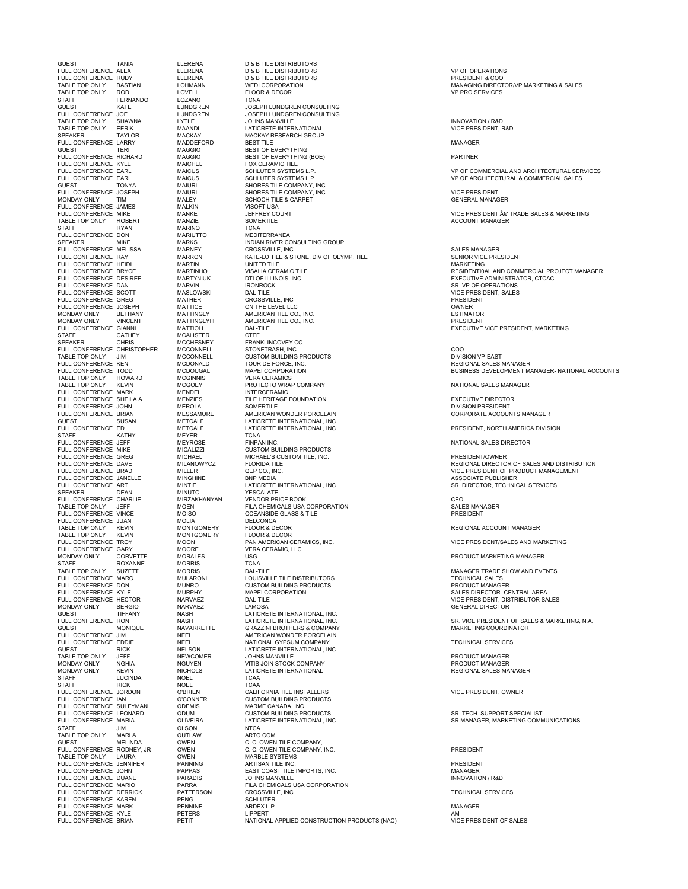| | | | | |
|---|---|---|---|---|
| GUEST | TANIA | LLERENA | D & B TILE DISTRIBUTORS | |
| FULL CONFERENCE | ALEX | LLERENA | D & B TILE DISTRIBUTORS | VP OF OPERATIONS |
| FULL CONFERENCE | RUDY | LLERENA | D & B TILE DISTRIBUTORS | PRESIDENT & COO |
| TABLE TOP ONLY | BASTIAN | LOHMANN | WEDI CORPORATION | MANAGING DIRECTOR/VP MARKETING & SALES |
| TABLE TOP ONLY | ROD | LOVELL | FLOOR & DECOR | VP PRO SERVICES |
| STAFF | FERNANDO | LOZANO | TCNA | |
| GUEST | KATE | LUNDGREN | JOSEPH LUNDGREN CONSULTING | |
| FULL CONFERENCE | JOE | LUNDGREN | JOSEPH LUNDGREN CONSULTING | |
| TABLE TOP ONLY | SHAWNA | LYTLE | JOHNS MANVILLE | INNOVATION / R&D |
| TABLE TOP ONLY | EERIK | MAANDI | LATICRETE INTERNATIONAL | VICE PRESIDENT, R&D |
| SPEAKER | TAYLOR | MACKAY | MACKAY RESEARCH GROUP | |
| FULL CONFERENCE | LARRY | MADDEFORD | BEST TILE | MANAGER |
| GUEST | TERI | MAGGIO | BEST OF EVERYTHING | |
| FULL CONFERENCE | RICHARD | MAGGIO | BEST OF EVERYTHING (BOE) | PARTNER |
| FULL CONFERENCE | KYLE | MAICHEL | FOX CERAMIC TILE | |
| FULL CONFERENCE | EARL | MAICUS | SCHLUTER SYSTEMS L.P. | VP OF COMMERCIAL AND ARCHITECTURAL SERVICES |
| FULL CONFERENCE | EARL | MAICUS | SCHLUTER SYSTEMS L.P. | VP OF ARCHITECTURAL & COMMERCIAL SALES |
| GUEST | TONYA | MAIURI | SHORES TILE COMPANY, INC. | |
| FULL CONFERENCE | JOSEPH | MAIURI | SHORES TILE COMPANY, INC. | VICE PRESIDENT |
| MONDAY ONLY | TIM | MALEY | SCHOCH TILE & CARPET | GENERAL MANAGER |
| FULL CONFERENCE | JAMES | MALKIN | VISOFT USA | |
| FULL CONFERENCE | MIKE | MANKE | JEFFREY COURT | VICE PRESIDENT â€' TRADE SALES & MARKETING |
| TABLE TOP ONLY | ROBERT | MANZIE | SOMERTILE | ACCOUNT MANAGER |
| STAFF | RYAN | MARINO | TCNA | |
| FULL CONFERENCE | DON | MARIUTTO | MEDITERRANEA | |
| SPEAKER | MIKE | MARKS | INDIAN RIVER CONSULTING GROUP | |
| FULL CONFERENCE | MELISSA | MARNEY | CROSSVILLE, INC. | SALES MANAGER |
| FULL CONFERENCE | RAY | MARRON | KATE-LO TILE & STONE, DIV OF OLYMP. TILE | SENIOR VICE PRESIDENT |
| FULL CONFERENCE | HEIDI | MARTIN | UNITED TILE | MARKETING |
| FULL CONFERENCE | BRYCE | MARTINHO | VISALIA CERAMIC TILE | RESIDENTI0AL AND COMMERCIAL PROJECT MANAGER |
| FULL CONFERENCE | DESIREE | MARTYNIUK | DTI OF ILLINOIS, INC | EXECUTIVE ADMINISTRATOR, CTCAC |
| FULL CONFERENCE | DAN | MARVIN | IRONROCK | SR. VP OF OPERATIONS |
| FULL CONFERENCE | SCOTT | MASLOWSKI | DAL-TILE | VICE PRESIDENT, SALES |
| FULL CONFERENCE | GREG | MATHER | CROSSVILLE, INC | PRESIDENT |
| FULL CONFERENCE | JOSEPH | MATTICE | ON THE LEVEL LLC | OWNER |
| MONDAY ONLY | BETHANY | MATTINGLY | AMERICAN TILE CO., INC. | ESTIMATOR |
| MONDAY ONLY | VINCENT | MATTINGLYIII | AMERICAN TILE CO., INC. | PRESIDENT |
| FULL CONFERENCE | GIANNI | MATTIOLI | DAL-TILE | EXECUTIVE VICE PRESIDENT, MARKETING |
| STAFF | CATHEY | MCALISTER | CTEF | |
| SPEAKER | CHRIS | MCCHESNEY | FRANKLINCOVEY CO | |
| FULL CONFERENCE | CHRISTOPHER | MCCONNELL | STONETRASH, INC. | COO |
| TABLE TOP ONLY | JIM | MCCONNELL | CUSTOM BUILDING PRODUCTS | DIVISION VP-EAST |
| FULL CONFERENCE | KEN | MCDONALD | TOUR DE FORCE, INC. | REGIONAL SALES MANAGER |
| FULL CONFERENCE | TODD | MCDOUGAL | MAPEI CORPORATION | BUSINESS DEVELOPMENT MANAGER- NATIONAL ACCOUNTS |
| TABLE TOP ONLY | HOWARD | MCGINNIS | VERA CERAMICS | |
| TABLE TOP ONLY | KEVIN | MCGOEY | PROTECTO WRAP COMPANY | NATIONAL SALES MANAGER |
| FULL CONFERENCE | MARK | MENDEL | INTERCERAMIC | |
| FULL CONFERENCE | SHEILA A | MENZIES | TILE HERITAGE FOUNDATION | EXECUTIVE DIRECTOR |
| FULL CONFERENCE | JOHN | MEROLA | SOMERTILE | DIVISION PRESIDENT |
| FULL CONFERENCE | BRIAN | MESSAMORE | AMERICAN WONDER PORCELAIN | CORPORATE ACCOUNTS MANAGER |
| GUEST | SUSAN | METCALF | LATICRETE INTERNATIONAL, INC. | |
| FULL CONFERENCE | ED | METCALF | LATICRETE INTERNATIONAL, INC. | PRESIDENT, NORTH AMERICA DIVISION |
| STAFF | KATHY | MEYER | TCNA | |
| FULL CONFERENCE | JEFF | MEYROSE | FINPAN INC. | NATIONAL SALES DIRECTOR |
| FULL CONFERENCE | MIKE | MICALIZZI | CUSTOM BUILDING PRODUCTS | |
| FULL CONFERENCE | GREG | MICHAEL | MICHAEL'S CUSTOM TILE, INC. | PRESIDENT/OWNER |
| FULL CONFERENCE | DAVE | MILANOWYCZ | FLORIDA TILE | REGIONAL DIRECTOR OF SALES AND DISTRIBUTION |
| FULL CONFERENCE | BRAD | MILLER | QEP CO., INC. | VICE PRESIDENT OF PRODUCT MANAGEMENT |
| FULL CONFERENCE | JANELLE | MINGHINE | BNP MEDIA | ASSOCIATE PUBLISHER |
| FULL CONFERENCE | ART | MINTIE | LATICRETE INTERNATIONAL, INC. | SR. DIRECTOR, TECHNICAL SERVICES |
| SPEAKER | DEAN | MINUTO | YESCALATE | |
| FULL CONFERENCE | CHARLIE | MIRZAKHANYAN | VENDOR PRICE BOOK | CEO |
| TABLE TOP ONLY | JEFF | MOEN | FILA CHEMICALS USA CORPORATION | SALES MANAGER |
| FULL CONFERENCE | VINCE | MOISO | OCEANSIDE GLASS & TILE | PRESIDENT |
| FULL CONFERENCE | JUAN | MOLIA | DELCONCA | |
| TABLE TOP ONLY | KEVIN | MONTGOMERY | FLOOR & DECOR | REGIONAL ACCOUNT MANAGER |
| TABLE TOP ONLY | KEVIN | MONTGOMERY | FLOOR & DECOR | |
| FULL CONFERENCE | TROY | MOON | PAN AMERICAN CERAMICS, INC. | VICE PRESIDENT/SALES AND MARKETING |
| FULL CONFERENCE | GARY | MOORE | VERA CERAMIC, LLC | |
| MONDAY ONLY | CORVETTE | MORALES | USG | PRODUCT MARKETING MANAGER |
| STAFF | ROXANNE | MORRIS | TCNA | |
| TABLE TOP ONLY | SUZETT | MORRIS | DAL-TILE | MANAGER TRADE SHOW AND EVENTS |
| FULL CONFERENCE | MARC | MULARONI | LOUISVILLE TILE DISTRIBUTORS | TECHNICAL SALES |
| FULL CONFERENCE | DON | MUNRO | CUSTOM BUILDING PRODUCTS | PRODUCT MANAGER |
| FULL CONFERENCE | KYLE | MURPHY | MAPEI CORPORATION | SALES DIRECTOR- CENTRAL AREA |
| FULL CONFERENCE | HECTOR | NARVAEZ | DAL-TILE | VICE PRESIDENT, DISTRIBUTOR SALES |
| MONDAY ONLY | SERGIO | NARVAEZ | LAMOSA | GENERAL DIRECTOR |
| GUEST | TIFFANY | NASH | LATICRETE INTERNATIONAL, INC. | |
| FULL CONFERENCE | RON | NASH | LATICRETE INTERNATIONAL, INC. | SR. VICE PRESIDENT OF SALES & MARKETING, N.A. |
| GUEST | MONIQUE | NAVARRETTE | GRAZZINI BROTHERS & COMPANY | MARKETING COORDINATOR |
| FULL CONFERENCE | JIM | NEEL | AMERICAN WONDER PORCELAIN | |
| FULL CONFERENCE | EDDIE | NEEL | NATIONAL GYPSUM COMPANY | TECHNICAL SERVICES |
| GUEST | RICK | NELSON | LATICRETE INTERNATIONAL, INC. | |
| TABLE TOP ONLY | JEFF | NEWCOMER | JOHNS MANVILLE | PRODUCT MANAGER |
| MONDAY ONLY | NGHIA | NGUYEN | VITIS JOIN STOCK COMPANY | PRODUCT MANAGER |
| MONDAY ONLY | KEVIN | NICHOLS | LATICRETE INTERNATIONAL | REGIONAL SALES MANAGER |
| STAFF | LUCINDA | NOEL | TCAA | |
| STAFF | RICK | NOEL | TCAA | |
| FULL CONFERENCE | JORDON | O'BRIEN | CALIFORNIA TILE INSTALLERS | VICE PRESIDENT, OWNER |
| FULL CONFERENCE | IAN | O'CONNER | CUSTOM BUILDING PRODUCTS | |
| FULL CONFERENCE | SULEYMAN | ODEMIS | MARME CANADA, INC. | |
| FULL CONFERENCE | LEONARD | ODUM | CUSTOM BUILDING PRODUCTS | SR. TECH SUPPORT SPECIALIST |
| FULL CONFERENCE | MARIA | OLIVEIRA | LATICRETE INTERNATIONAL, INC. | SR MANAGER, MARKETING COMMUNICATIONS |
| STAFF | JIM | OLSON | NTCA | |
| TABLE TOP ONLY | MARLA | OUTLAW | ARTO.COM | |
| GUEST | MELINDA | OWEN | C. C. OWEN TILE COMPANY, | |
| FULL CONFERENCE | RODNEY, JR | OWEN | C. C. OWEN TILE COMPANY, INC. | PRESIDENT |
| TABLE TOP ONLY | LAURA | OWEN | MARBLE SYSTEMS | |
| FULL CONFERENCE | JENNIFER | PANNING | ARTISAN TILE INC. | PRESIDENT |
| FULL CONFERENCE | JOHN | PAPPAS | EAST COAST TILE IMPORTS, INC. | MANAGER |
| FULL CONFERENCE | DUANE | PARADIS | JOHNS MANVILLE | INNOVATION / R&D |
| FULL CONFERENCE | MARIO | PARRA | FILA CHEMICALS USA CORPORATION | |
| FULL CONFERENCE | DERRICK | PATTERSON | CROSSVILLE, INC. | TECHNICAL SERVICES |
| FULL CONFERENCE | KAREN | PENG | SCHLUTER | |
| FULL CONFERENCE | MARK | PENNINE | ARDEX L.P. | MANAGER |
| FULL CONFERENCE | KYLE | PETERS | LIPPERT | AM |
| FULL CONFERENCE | BRIAN | PETIT | NATIONAL APPLIED CONSTRUCTION PRODUCTS (NAC) | VICE PRESIDENT OF SALES |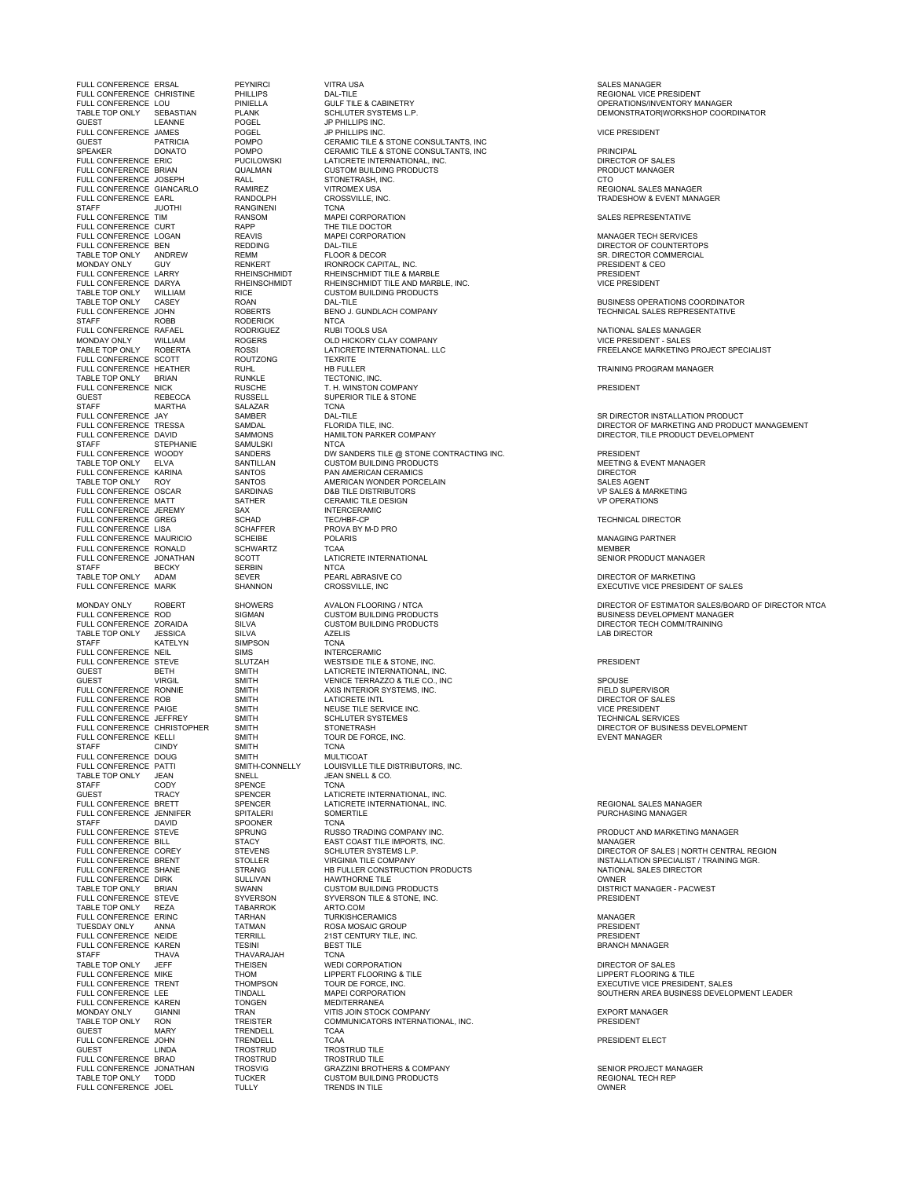| | | | | |
|---|---|---|---|---|
| FULL CONFERENCE | ERSAL | PEYNIRCI | VITRA USA | SALES MANAGER |
| FULL CONFERENCE | CHRISTINE | PHILLIPS | DAL-TILE | REGIONAL VICE PRESIDENT |
| FULL CONFERENCE | LOU | PINIELLA | GULF TILE & CABINETRY | OPERATIONS/INVENTORY MANAGER |
| TABLE TOP ONLY | SEBASTIAN | PLANK | SCHLUTER SYSTEMS L.P. | DEMONSTRATOR\|WORKSHOP COORDINATOR |
| GUEST | LEANNE | POGEL | JP PHILLIPS INC. | |
| FULL CONFERENCE | JAMES | POGEL | JP PHILLIPS INC. | VICE PRESIDENT |
| GUEST | PATRICIA | POMPO | CERAMIC TILE & STONE CONSULTANTS, INC | |
| SPEAKER | DONATO | POMPO | CERAMIC TILE & STONE CONSULTANTS, INC | PRINCIPAL |
| FULL CONFERENCE | ERIC | PUCILOWSKI | LATICRETE INTERNATIONAL, INC. | DIRECTOR OF SALES |
| FULL CONFERENCE | BRIAN | QUALMAN | CUSTOM BUILDING PRODUCTS | PRODUCT MANAGER |
| FULL CONFERENCE | JOSEPH | RALL | STONETRASH, INC. | CTO |
| FULL CONFERENCE | GIANCARLO | RAMIREZ | VITROMEX USA | REGIONAL SALES MANAGER |
| FULL CONFERENCE | EARL | RANDOLPH | CROSSVILLE, INC. | TRADESHOW & EVENT MANAGER |
| STAFF | JUOTHI | RANGINENI | TCNA | |
| FULL CONFERENCE | TIM | RANSOM | MAPEI CORPORATION | SALES REPRESENTATIVE |
| FULL CONFERENCE | CURT | RAPP | THE TILE DOCTOR | |
| FULL CONFERENCE | LOGAN | REAVIS | MAPEI CORPORATION | MANAGER TECH SERVICES |
| FULL CONFERENCE | BEN | REDDING | DAL-TILE | DIRECTOR OF COUNTERTOPS |
| TABLE TOP ONLY | ANDREW | REMM | FLOOR & DECOR | SR. DIRECTOR COMMERCIAL |
| MONDAY ONLY | GUY | RENKERT | IRONROCK CAPITAL, INC. | PRESIDENT & CEO |
| FULL CONFERENCE | LARRY | RHEINSCHMIDT | RHEINSCHMIDT TILE & MARBLE | PRESIDENT |
| FULL CONFERENCE | DARYA | RHEINSCHMIDT | RHEINSCHMIDT TILE AND MARBLE, INC. | VICE PRESIDENT |
| TABLE TOP ONLY | WILLIAM | RICE | CUSTOM BUILDING PRODUCTS | |
| TABLE TOP ONLY | CASEY | ROAN | DAL-TILE | BUSINESS OPERATIONS COORDINATOR |
| FULL CONFERENCE | JOHN | ROBERTS | BENO J. GUNDLACH COMPANY | TECHNICAL SALES REPRESENTATIVE |
| STAFF | ROBB | RODERICK | NTCA | |
| FULL CONFERENCE | RAFAEL | RODRIGUEZ | RUBI TOOLS USA | NATIONAL SALES MANAGER |
| MONDAY ONLY | WILLIAM | ROGERS | OLD HICKORY CLAY COMPANY | VICE PRESIDENT - SALES |
| TABLE TOP ONLY | ROBERTA | ROSSI | LATICRETE INTERNATIONAL. LLC | FREELANCE MARKETING PROJECT SPECIALIST |
| FULL CONFERENCE | SCOTT | ROUTZONG | TEXRITE | |
| FULL CONFERENCE | HEATHER | RUHL | HB FULLER | TRAINING PROGRAM MANAGER |
| TABLE TOP ONLY | BRIAN | RUNKLE | TECTONIC, INC. | |
| FULL CONFERENCE | NICK | RUSCHE | T. H. WINSTON COMPANY | PRESIDENT |
| GUEST | REBECCA | RUSSELL | SUPERIOR TILE & STONE | |
| STAFF | MARTHA | SALAZAR | TCNA | |
| FULL CONFERENCE | JAY | SAMBER | DAL-TILE | SR DIRECTOR INSTALLATION PRODUCT |
| FULL CONFERENCE | TRESSA | SAMDAL | FLORIDA TILE, INC. | DIRECTOR OF MARKETING AND PRODUCT MANAGEMENT |
| FULL CONFERENCE | DAVID | SAMMONS | HAMILTON PARKER COMPANY | DIRECTOR, TILE PRODUCT DEVELOPMENT |
| STAFF | STEPHANIE | SAMULSKI | NTCA | |
| FULL CONFERENCE | WOODY | SANDERS | DW SANDERS TILE @ STONE CONTRACTING INC. | PRESIDENT |
| TABLE TOP ONLY | ELVA | SANTILLAN | CUSTOM BUILDING PRODUCTS | MEETING & EVENT MANAGER |
| FULL CONFERENCE | KARINA | SANTOS | PAN AMERICAN CERAMICS | DIRECTOR |
| TABLE TOP ONLY | ROY | SANTOS | AMERICAN WONDER PORCELAIN | SALES AGENT |
| FULL CONFERENCE | OSCAR | SARDINAS | D&B TILE DISTRIBUTORS | VP SALES & MARKETING |
| FULL CONFERENCE | MATT | SATHER | CERAMIC TILE DESIGN | VP OPERATIONS |
| FULL CONFERENCE | JEREMY | SAX | INTERCERAMIC | |
| FULL CONFERENCE | GREG | SCHAD | TEC/HBF-CP | TECHNICAL DIRECTOR |
| FULL CONFERENCE | LISA | SCHAFFER | PROVA BY M-D PRO | |
| FULL CONFERENCE | MAURICIO | SCHEIBE | POLARIS | MANAGING PARTNER |
| FULL CONFERENCE | RONALD | SCHWARTZ | TCAA | MEMBER |
| FULL CONFERENCE | JONATHAN | SCOTT | LATICRETE INTERNATIONAL | SENIOR PRODUCT MANAGER |
| STAFF | BECKY | SERBIN | NTCA | |
| TABLE TOP ONLY | ADAM | SEVER | PEARL ABRASIVE CO | DIRECTOR OF MARKETING |
| FULL CONFERENCE | MARK | SHANNON | CROSSVILLE, INC | EXECUTIVE VICE PRESIDENT OF SALES |
| MONDAY ONLY | ROBERT | SHOWERS | AVALON FLOORING / NTCA | DIRECTOR OF ESTIMATOR SALES/BOARD OF DIRECTOR NTCA |
| FULL CONFERENCE | ROD | SIGMAN | CUSTOM BUILDING PRODUCTS | BUSINESS DEVELOPMENT MANAGER |
| FULL CONFERENCE | ZORAIDA | SILVA | CUSTOM BUILDING PRODUCTS | DIRECTOR TECH COMM/TRAINING |
| TABLE TOP ONLY | JESSICA | SILVA | AZELIS | LAB DIRECTOR |
| STAFF | KATELYN | SIMPSON | TCNA | |
| FULL CONFERENCE | NEIL | SIMS | INTERCERAMIC | |
| FULL CONFERENCE | STEVE | SLUTZAH | WESTSIDE TILE & STONE, INC. | PRESIDENT |
| GUEST | BETH | SMITH | LATICRETE INTERNATIONAL, INC. | |
| GUEST | VIRGIL | SMITH | VENICE TERRAZZO & TILE CO., INC | SPOUSE |
| FULL CONFERENCE | RONNIE | SMITH | AXIS INTERIOR SYSTEMS, INC. | FIELD SUPERVISOR |
| FULL CONFERENCE | ROB | SMITH | LATICRETE INTL | DIRECTOR OF SALES |
| FULL CONFERENCE | PAIGE | SMITH | NEUSE TILE SERVICE INC. | VICE PRESIDENT |
| FULL CONFERENCE | JEFFREY | SMITH | SCHLUTER SYSTEMES | TECHNICAL SERVICES |
| FULL CONFERENCE | CHRISTOPHER | SMITH | STONETRASH | DIRECTOR OF BUSINESS DEVELOPMENT |
| FULL CONFERENCE | KELLI | SMITH | TOUR DE FORCE, INC. | EVENT MANAGER |
| STAFF | CINDY | SMITH | TCNA | |
| FULL CONFERENCE | DOUG | SMITH | MULTICOAT | |
| FULL CONFERENCE | PATTI | SMITH-CONNELLY | LOUISVILLE TILE DISTRIBUTORS, INC. | |
| TABLE TOP ONLY | JEAN | SNELL | JEAN SNELL & CO. | |
| STAFF | CODY | SPENCE | TCNA | |
| GUEST | TRACY | SPENCER | LATICRETE INTERNATIONAL, INC. | |
| FULL CONFERENCE | BRETT | SPENCER | LATICRETE INTERNATIONAL, INC. | REGIONAL SALES MANAGER |
| FULL CONFERENCE | JENNIFER | SPITALERI | SOMERTILE | PURCHASING MANAGER |
| STAFF | DAVID | SPOONER | TCNA | |
| FULL CONFERENCE | STEVE | SPRUNG | RUSSO TRADING COMPANY INC. | PRODUCT AND MARKETING MANAGER |
| FULL CONFERENCE | BILL | STACY | EAST COAST TILE IMPORTS, INC. | MANAGER |
| FULL CONFERENCE | COREY | STEVENS | SCHLUTER SYSTEMS L.P. | DIRECTOR OF SALES \| NORTH CENTRAL REGION |
| FULL CONFERENCE | BRENT | STOLLER | VIRGINIA TILE COMPANY | INSTALLATION SPECIALIST / TRAINING MGR. |
| FULL CONFERENCE | SHANE | STRANG | HB FULLER CONSTRUCTION PRODUCTS | NATIONAL SALES DIRECTOR |
| FULL CONFERENCE | DIRK | SULLIVAN | HAWTHORNE TILE | OWNER |
| TABLE TOP ONLY | BRIAN | SWANN | CUSTOM BUILDING PRODUCTS | DISTRICT MANAGER - PACWEST |
| FULL CONFERENCE | STEVE | SYVERSON | SYVERSON TILE & STONE, INC. | PRESIDENT |
| TABLE TOP ONLY | REZA | TABARROK | ARTO.COM | |
| FULL CONFERENCE | ERINC | TARHAN | TURKISHCERAMICS | MANAGER |
| TUESDAY ONLY | ANNA | TATMAN | ROSA MOSAIC GROUP | PRESIDENT |
| FULL CONFERENCE | NEIDE | TERRILL | 21ST CENTURY TILE, INC. | PRESIDENT |
| FULL CONFERENCE | KAREN | TESINI | BEST TILE | BRANCH MANAGER |
| STAFF | THAVA | THAVARAJAH | TCNA | |
| TABLE TOP ONLY | JEFF | THEISEN | WEDI CORPORATION | DIRECTOR OF SALES |
| FULL CONFERENCE | MIKE | THOM | LIPPERT FLOORING & TILE | LIPPERT FLOORING & TILE |
| FULL CONFERENCE | TRENT | THOMPSON | TOUR DE FORCE, INC. | EXECUTIVE VICE PRESIDENT, SALES |
| FULL CONFERENCE | LEE | TINDALL | MAPEI CORPORATION | SOUTHERN AREA BUSINESS DEVELOPMENT LEADER |
| FULL CONFERENCE | KAREN | TONGEN | MEDITERRANEA | |
| MONDAY ONLY | GIANNI | TRAN | VITIS JOIN STOCK COMPANY | EXPORT MANAGER |
| TABLE TOP ONLY | RON | TREISTER | COMMUNICATORS INTERNATIONAL, INC. | PRESIDENT |
| GUEST | MARY | TRENDELL | TCAA | |
| FULL CONFERENCE | JOHN | TRENDELL | TCAA | PRESIDENT ELECT |
| GUEST | LINDA | TROSTRUD | TROSTRUD TILE | |
| FULL CONFERENCE | BRAD | TROSTRUD | TROSTRUD TILE | |
| FULL CONFERENCE | JONATHAN | TROSVIG | GRAZZINI BROTHERS & COMPANY | SENIOR PROJECT MANAGER |
| TABLE TOP ONLY | TODD | TUCKER | CUSTOM BUILDING PRODUCTS | REGIONAL TECH REP |
| FULL CONFERENCE | JOEL | TULLY | TRENDS IN TILE | OWNER |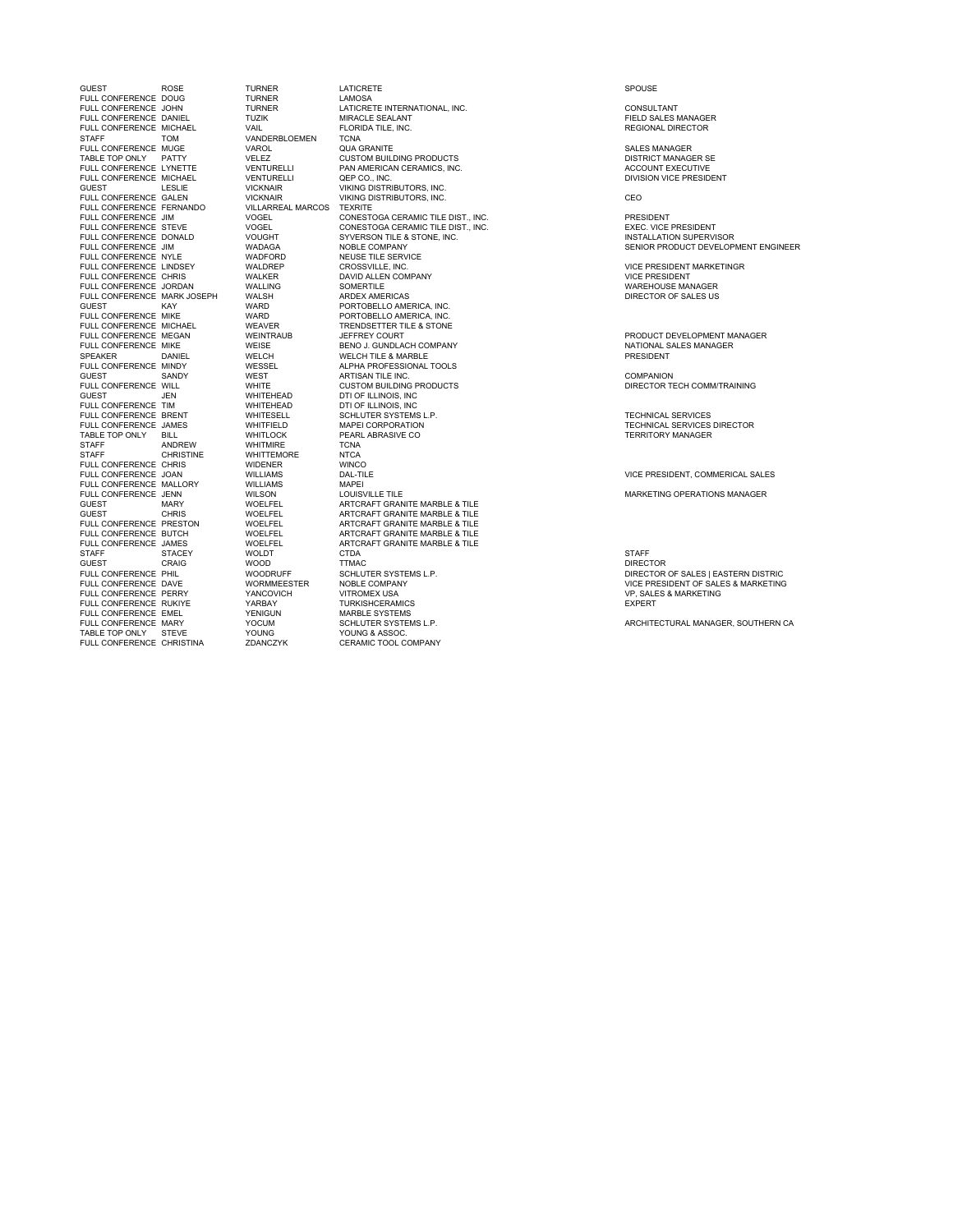| | | | | |
|---|---|---|---|---|
| GUEST | ROSE | TURNER | LATICRETE | SPOUSE |
| FULL CONFERENCE | DOUG | TURNER | LAMOSA | |
| FULL CONFERENCE | JOHN | TURNER | LATICRETE INTERNATIONAL, INC. | CONSULTANT |
| FULL CONFERENCE | DANIEL | TUZIK | MIRACLE SEALANT | FIELD SALES MANAGER |
| FULL CONFERENCE | MICHAEL | VAIL | FLORIDA TILE, INC. | REGIONAL DIRECTOR |
| STAFF | TOM | VANDERBLOEMEN | TCNA | |
| FULL CONFERENCE | MUGE | VAROL | QUA GRANITE | SALES MANAGER |
| TABLE TOP ONLY | PATTY | VELEZ | CUSTOM BUILDING PRODUCTS | DISTRICT MANAGER SE |
| FULL CONFERENCE | LYNETTE | VENTURELLI | PAN AMERICAN CERAMICS, INC. | ACCOUNT EXECUTIVE |
| FULL CONFERENCE | MICHAEL | VENTURELLI | QEP CO., INC. | DIVISION VICE PRESIDENT |
| GUEST | LESLIE | VICKNAIR | VIKING DISTRIBUTORS, INC. | |
| FULL CONFERENCE | GALEN | VICKNAIR | VIKING DISTRIBUTORS, INC. | CEO |
| FULL CONFERENCE | FERNANDO | VILLARREAL MARCOS | TEXRITE | |
| FULL CONFERENCE | JIM | VOGEL | CONESTOGA CERAMIC TILE DIST., INC. | PRESIDENT |
| FULL CONFERENCE | STEVE | VOGEL | CONESTOGA CERAMIC TILE DIST., INC. | EXEC. VICE PRESIDENT |
| FULL CONFERENCE | DONALD | VOUGHT | SYVERSON TILE & STONE, INC. | INSTALLATION SUPERVISOR |
| FULL CONFERENCE | JIM | WADAGA | NOBLE COMPANY | SENIOR PRODUCT DEVELOPMENT ENGINEER |
| FULL CONFERENCE | NYLE | WADFORD | NEUSE TILE SERVICE | |
| FULL CONFERENCE | LINDSEY | WALDREP | CROSSVILLE, INC. | VICE PRESIDENT MARKETINGR |
| FULL CONFERENCE | CHRIS | WALKER | DAVID ALLEN COMPANY | VICE PRESIDENT |
| FULL CONFERENCE | JORDAN | WALLING | SOMERTILE | WAREHOUSE MANAGER |
| FULL CONFERENCE | MARK JOSEPH | WALSH | ARDEX AMERICAS | DIRECTOR OF SALES US |
| GUEST | KAY | WARD | PORTOBELLO AMERICA, INC. | |
| FULL CONFERENCE | MIKE | WARD | PORTOBELLO AMERICA, INC. | |
| FULL CONFERENCE | MICHAEL | WEAVER | TRENDSETTER TILE & STONE | |
| FULL CONFERENCE | MEGAN | WEINTRAUB | JEFFREY COURT | PRODUCT DEVELOPMENT MANAGER |
| FULL CONFERENCE | MIKE | WEISE | BENO J. GUNDLACH COMPANY | NATIONAL SALES MANAGER |
| SPEAKER | DANIEL | WELCH | WELCH TILE & MARBLE | PRESIDENT |
| FULL CONFERENCE | MINDY | WESSEL | ALPHA PROFESSIONAL TOOLS | |
| GUEST | SANDY | WEST | ARTISAN TILE INC. | COMPANION |
| FULL CONFERENCE | WILL | WHITE | CUSTOM BUILDING PRODUCTS | DIRECTOR TECH COMM/TRAINING |
| GUEST | JEN | WHITEHEAD | DTI OF ILLINOIS, INC | |
| FULL CONFERENCE | TIM | WHITEHEAD | DTI OF ILLINOIS, INC | |
| FULL CONFERENCE | BRENT | WHITESELL | SCHLUTER SYSTEMS L.P. | TECHNICAL SERVICES |
| FULL CONFERENCE | JAMES | WHITFIELD | MAPEI CORPORATION | TECHNICAL SERVICES DIRECTOR |
| TABLE TOP ONLY | BILL | WHITLOCK | PEARL ABRASIVE CO | TERRITORY MANAGER |
| STAFF | ANDREW | WHITMIRE | TCNA | |
| STAFF | CHRISTINE | WHITTEMORE | NTCA | |
| FULL CONFERENCE | CHRIS | WIDENER | WINCO | |
| FULL CONFERENCE | JOAN | WILLIAMS | DAL-TILE | VICE PRESIDENT, COMMERICAL SALES |
| FULL CONFERENCE | MALLORY | WILLIAMS | MAPEI | |
| FULL CONFERENCE | JENN | WILSON | LOUISVILLE TILE | MARKETING OPERATIONS MANAGER |
| GUEST | MARY | WOELFEL | ARTCRAFT GRANITE MARBLE & TILE | |
| GUEST | CHRIS | WOELFEL | ARTCRAFT GRANITE MARBLE & TILE | |
| FULL CONFERENCE | PRESTON | WOELFEL | ARTCRAFT GRANITE MARBLE & TILE | |
| FULL CONFERENCE | BUTCH | WOELFEL | ARTCRAFT GRANITE MARBLE & TILE | |
| FULL CONFERENCE | JAMES | WOELFEL | ARTCRAFT GRANITE MARBLE & TILE | |
| STAFF | STACEY | WOLDT | CTDA | STAFF |
| GUEST | CRAIG | WOOD | TTMAC | DIRECTOR |
| FULL CONFERENCE | PHIL | WOODRUFF | SCHLUTER SYSTEMS L.P. | DIRECTOR OF SALES \| EASTERN DISTRIC |
| FULL CONFERENCE | DAVE | WORMMEESTER | NOBLE COMPANY | VICE PRESIDENT OF SALES & MARKETING |
| FULL CONFERENCE | PERRY | YANCOVICH | VITROMEX USA | VP, SALES & MARKETING |
| FULL CONFERENCE | RUKIYE | YARBAY | TURKISHCERAMICS | EXPERT |
| FULL CONFERENCE | EMEL | YENIGUN | MARBLE SYSTEMS | |
| FULL CONFERENCE | MARY | YOCUM | SCHLUTER SYSTEMS L.P. | ARCHITECTURAL MANAGER, SOUTHERN CA |
| TABLE TOP ONLY | STEVE | YOUNG | YOUNG & ASSOC. | |
| FULL CONFERENCE | CHRISTINA | ZDANCZYK | CERAMIC TOOL COMPANY | |